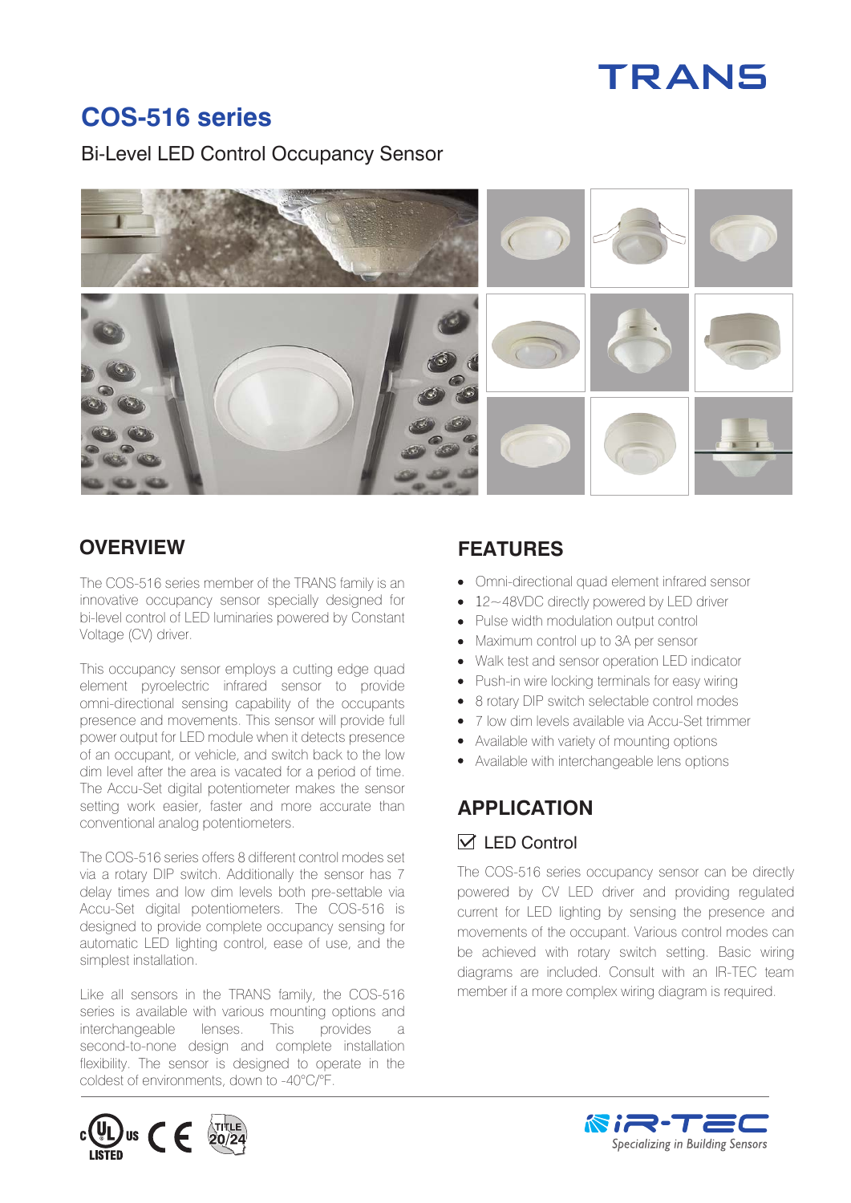# COS-516 series

Bi-Level LED Control Occupancy Sensor

## OVERVIEW

The COS-516 series member of the TRANS family is an innovative occupancy sensor specially designed for bi-level control of LED luminaries powered by Constant Voltage (CV) driver.

This occupancy sensor employs a cutting edge quad element pyroelectric infrared sensor to provide omni-directional sensing capability of the occupants presence and movements. This sensor will provide full power output for LED module when it detects presence of an occupant, or vehicle, and switch back to the low dim level after the area is vacated for a period of time. The Accu-Set digital potentiometer makes the sensor setting work easier, faster and more accurate than conventional analog potentiometers.

The COS-516 series offers 8 different control modes set via a rotary DIP switch. Additionally the sensor has 7 delay times and low dim levels both pre-settable via Accu-Set digital potentiometers. The COS-516 is designed to provide complete occupancy sensing for automatic LED lighting control, ease of use, and the simplest installation.

Like all sensors in the TRANS family, the COS-516 series is available with various mounting options and interchangeable lenses. This provides a second-to-none design and complete installation flexibility. The sensor is designed to operate in the coldest of environments, down to -40°C/°F.

## FEATURES

- Omni-directional quad element infrared sensor
- 12~48VDC directly powered by LED driver
- Pulse width modulation output control
- Maximum control up to 3A per sensor
- Walk test and sensor operation LED indicator
- Push-in wire locking terminals for easy wiring
- 8 rotary DIP switch selectable control modes
- 7 low dim levels available via Accu-Set trimmer
- Available with variety of mounting options
- Available with interchangeable lens options

## APPLICATION

☑ LED Control

The COS-516 series occupancy sensor can be directly powered by CV LED driver and providing regulated current for LED lighting by sensing the presence and movements of the occupant. Various control modes can be achieved with rotary switch setting. Basic wiring diagrams are included. Consult with an IR-TEC team member if a more complex wiring diagram is required.

IR-TEC Specializing in Building Sensors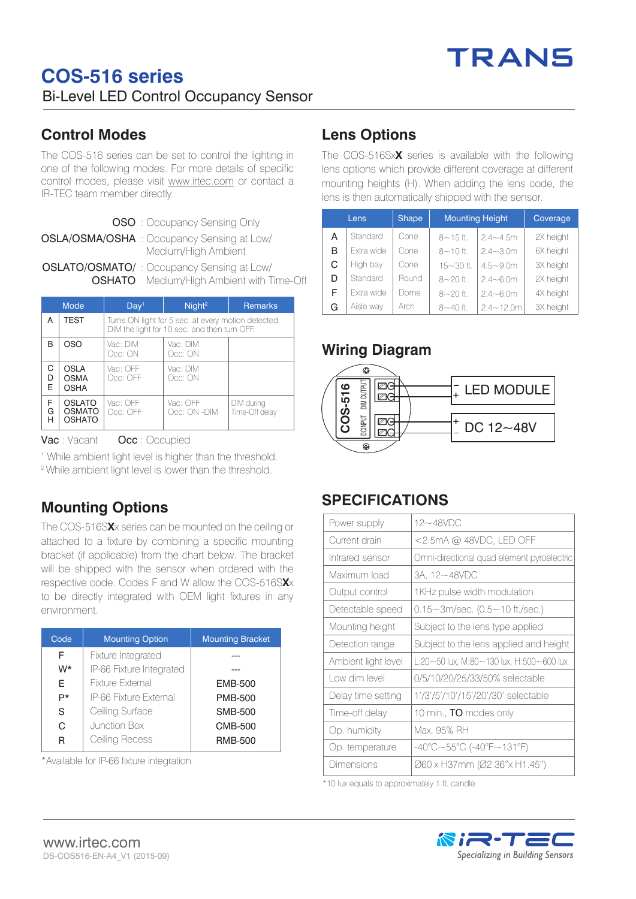TRANS

# COS-516 series

Bi-Level LED Control Occupancy Sensor

## Control Modes

The COS-516 series can be set to control the lighting in one of the following modes. For more details of specific control modes, please visit www.irtec.com or contact a IR-TEC team member directly.

**OSO** : Occupancy Sensing Only

**OSLA/OSMA/OSHA** : Occupancy Sensing at Low/ Medium/High Ambient

**OSLATO/OSMATO/ OSHATO** : Occupancy Sensing at Low/ Medium/High Ambient with Time-Off

| | Mode | Day[1] | Night[2] | Remarks |
|---|---|---|---|---|
| A | TEST | Turns ON light for 5 sec. at every motion detected. DIM the light for 10 sec. and then turn OFF. | | |
| B | OSO | Vac: DIM Occ: ON | Vac: DIM Occ: ON | |
| C D E | OSLA OSMA OSHA | Vac: OFF Occ: OFF | Vac: DIM Occ: ON | |
| F G H | OSLATO OSMATO OSHATO | Vac: OFF Occ: OFF | Vac: OFF Occ: ON -DIM | DIM during Time-Off delay |

**Vac** : Vacant **Occ** : Occupied

[1] While ambient light level is higher than the threshold.
[2] While ambient light level is lower than the threshold.

## Mounting Options

The COS-516S**X**x series can be mounted on the ceiling or attached to a fixture by combining a specific mounting bracket (if applicable) from the chart below. The bracket will be shipped with the sensor when ordered with the respective code. Codes F and W allow the COS-516S**X**x to be directly integrated with OEM light fixtures in any environment.

| Code | Mounting Option | Mounting Bracket |
|---|---|---|
| F | Fixture Integrated | --- |
| W* | IP-66 Fixture Integrated | --- |
| E | Fixture External | EMB-500 |
| P* | IP-66 Fixture External | PMB-500 |
| S | Ceiling Surface | SMB-500 |
| C | Junction Box | CMB-500 |
| R | Ceiling Recess | RMB-500 |

*Available for IP-66 fixture integration

## Lens Options

The COS-516Sx**X** series is available with the following lens options which provide different coverage at different mounting heights (H). When adding the lens code, the lens is then automatically shipped with the sensor.

| | Lens | Shape | Mounting Height | | Coverage |
|---|---|---|---|---|---|
| A | Standard | Cone | 8~15 ft. | 2.4~4.5m | 2X height |
| B | Extra wide | Cone | 8~10 ft. | 2.4~3.0m | 6X height |
| C | High bay | Cone | 15~30 ft. | 4.5~9.0m | 3X height |
| D | Standard | Round | 8~20 ft. | 2.4~6.0m | 2X height |
| F | Extra wide | Dome | 8~20 ft. | 2.4~6.0m | 4X height |
| G | Aisle way | Arch | 8~40 ft. | 2.4~12.0m | 3X height |

## Wiring Diagram

COS-516
DIM OUTPUT
DCINPUT
LED MODULE
DC 12~48V

## SPECIFICATIONS

| | |
|---|---|
| Power supply | 12~48VDC |
| Current drain | <2.5mA @ 48VDC, LED OFF |
| Infrared sensor | Omni-directional quad element pyroelectric |
| Maximum load | 3A, 12~48VDC |
| Output control | 1KHz pulse width modulation |
| Detectable speed | 0.15~3m/sec. (0.5~10 ft./sec.) |
| Mounting height | Subject to the lens type applied |
| Detection range | Subject to the lens applied and height |
| Ambient light level | L:20~50 lux, M:80~130 lux, H:500~600 lux |
| Low dim level | 0/5/10/20/25/33/50% selectable |
| Delay time setting | 1'/3'/5'/10'/15'/20'/30' selectable |
| Time-off delay | 10 min., **TO** modes only |
| Op. humidity | Max. 95% RH |
| Op. temperature | -40°C~55°C (-40°F~131°F) |
| Dimensions | Ø60 x H37mm (Ø2.36"x H1.45") |

*10 lux equals to approximately 1 ft. candle

www.irtec.com
DS-COS516-EN-A4_V1 (2015-09)

iR-TEC
Specializing in Building Sensors